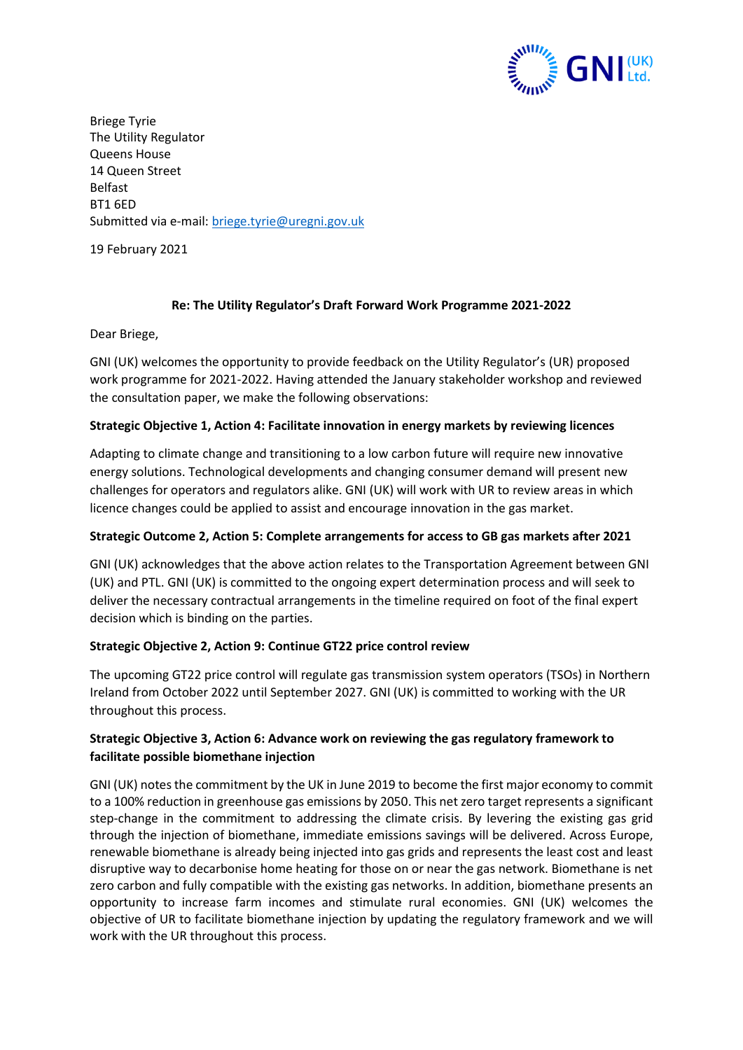Briege Tyrie
The Utility Regulator
Queens House
14 Queen Street
Belfast
BT1 6ED
Submitted via e-mail: briege.tyrie@uregni.gov.uk

19 February 2021

**Re: The Utility Regulator's Draft Forward Work Programme 2021-2022**

Dear Briege,

GNI (UK) welcomes the opportunity to provide feedback on the Utility Regulator's (UR) proposed work programme for 2021-2022. Having attended the January stakeholder workshop and reviewed the consultation paper, we make the following observations:

**Strategic Objective 1, Action 4: Facilitate innovation in energy markets by reviewing licences**

Adapting to climate change and transitioning to a low carbon future will require new innovative energy solutions. Technological developments and changing consumer demand will present new challenges for operators and regulators alike. GNI (UK) will work with UR to review areas in which licence changes could be applied to assist and encourage innovation in the gas market.

**Strategic Outcome 2, Action 5: Complete arrangements for access to GB gas markets after 2021**

GNI (UK) acknowledges that the above action relates to the Transportation Agreement between GNI (UK) and PTL. GNI (UK) is committed to the ongoing expert determination process and will seek to deliver the necessary contractual arrangements in the timeline required on foot of the final expert decision which is binding on the parties.

**Strategic Objective 2, Action 9: Continue GT22 price control review**

The upcoming GT22 price control will regulate gas transmission system operators (TSOs) in Northern Ireland from October 2022 until September 2027. GNI (UK) is committed to working with the UR throughout this process.

**Strategic Objective 3, Action 6: Advance work on reviewing the gas regulatory framework to facilitate possible biomethane injection**

GNI (UK) notes the commitment by the UK in June 2019 to become the first major economy to commit to a 100% reduction in greenhouse gas emissions by 2050. This net zero target represents a significant step-change in the commitment to addressing the climate crisis. By levering the existing gas grid through the injection of biomethane, immediate emissions savings will be delivered. Across Europe, renewable biomethane is already being injected into gas grids and represents the least cost and least disruptive way to decarbonise home heating for those on or near the gas network. Biomethane is net zero carbon and fully compatible with the existing gas networks. In addition, biomethane presents an opportunity to increase farm incomes and stimulate rural economies. GNI (UK) welcomes the objective of UR to facilitate biomethane injection by updating the regulatory framework and we will work with the UR throughout this process.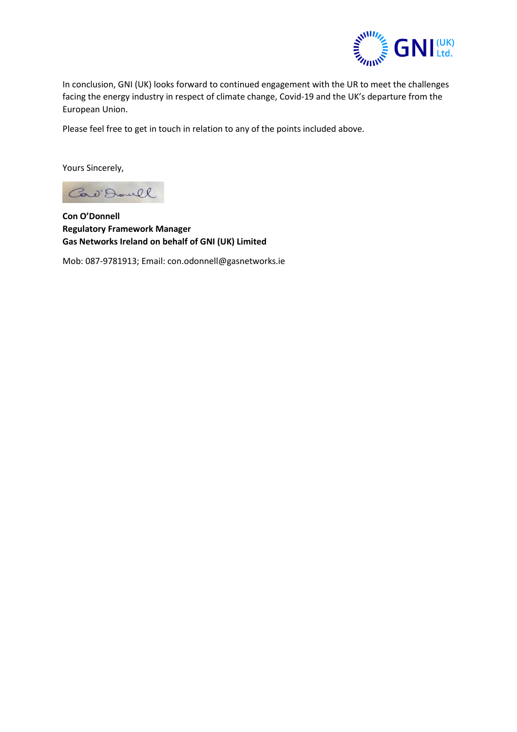In conclusion, GNI (UK) looks forward to continued engagement with the UR to meet the challenges facing the energy industry in respect of climate change, Covid-19 and the UK's departure from the European Union.

Please feel free to get in touch in relation to any of the points included above.

Yours Sincerely,

**Con O'Donnell**
**Regulatory Framework Manager**
**Gas Networks Ireland on behalf of GNI (UK) Limited**

Mob: 087-9781913; Email: con.odonnell@gasnetworks.ie